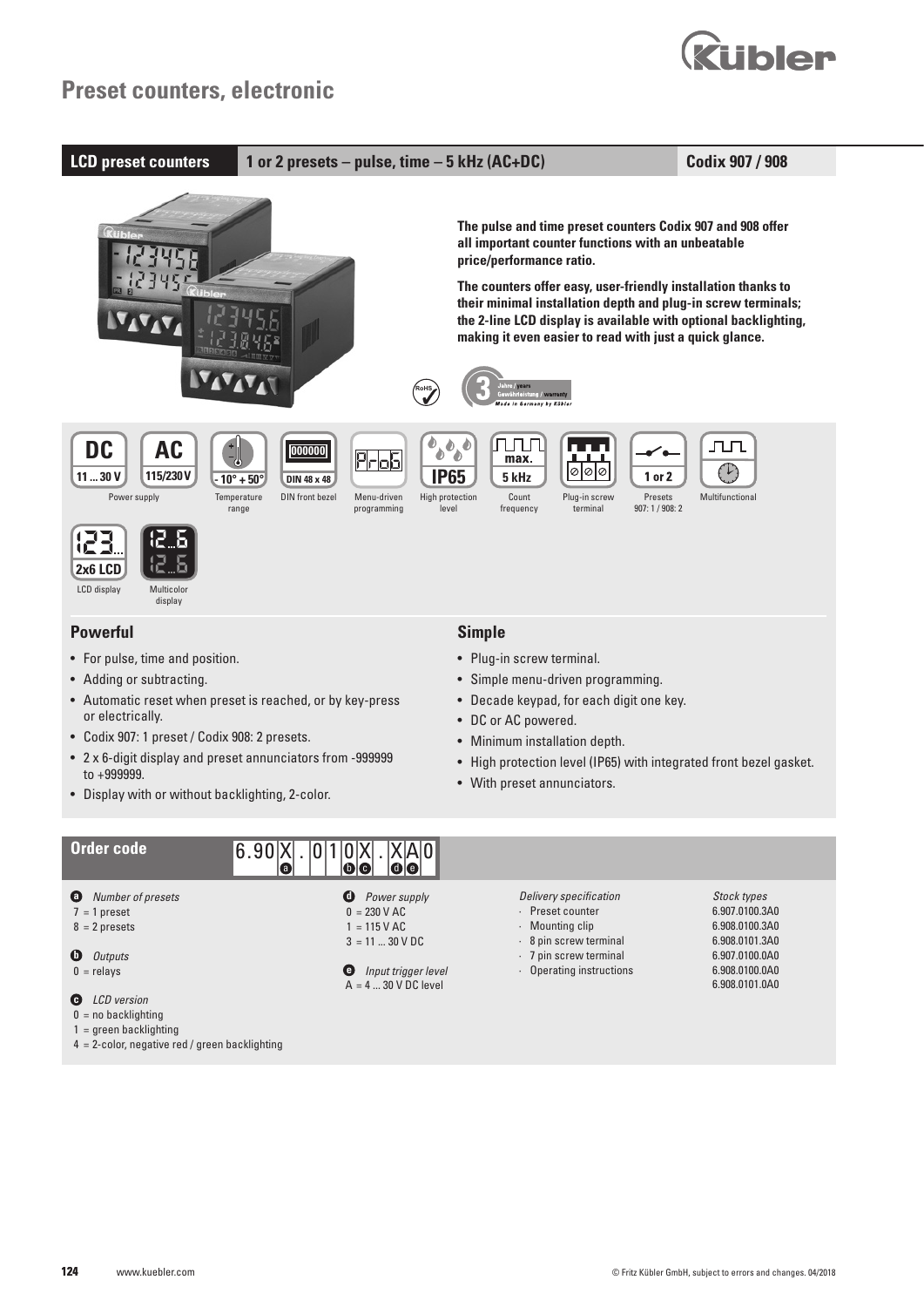# Preset counters, electronic

**LCD preset counters** | **1 or 2 presets – pulse, time – 5 kHz (AC+DC)** | **Codix 907 / 908**

**The pulse and time preset counters Codix 907 and 908 offer all important counter functions with an unbeatable price/performance ratio.**

**The counters offer easy, user-friendly installation thanks to their minimal installation depth and plug-in screw terminals; the 2-line LCD display is available with optional backlighting, making it even easier to read with just a quick glance.**

- DC 11 ... 30 V / AC 115/230 V – Power supply
- -10° +50° – Temperature range
- DIN 48 x 48 – DIN front bezel
- Menu-driven programming
- IP65 – High protection level
- max. 5 kHz – Count frequency
- Plug-in screw terminal
- 1 or 2 – Presets 907: 1 / 908: 2
- Multifunctional
- 2x6 LCD – LCD display
- Multicolor display

## Powerful

- For pulse, time and position.
- Adding or subtracting.
- Automatic reset when preset is reached, or by key-press or electrically.
- Codix 907: 1 preset / Codix 908: 2 presets.
- 2 x 6-digit display and preset annunciators from -999999 to +999999.
- Display with or without backlighting, 2-color.

## Simple

- Plug-in screw terminal.
- Simple menu-driven programming.
- Decade keypad, for each digit one key.
- DC or AC powered.
- Minimum installation depth.
- High protection level (IP65) with integrated front bezel gasket.
- With preset annunciators.

## Order code

6.90X . 010X . XA0
(a = X after 6.90; b = 0, c = X in 010X; d = X, e = A in XA0)

**a** *Number of presets*
7 = 1 preset
8 = 2 presets

**b** *Outputs*
0 = relays

**c** *LCD version*
0 = no backlighting
1 = green backlighting
4 = 2-color, negative red / green backlighting

**d** *Power supply*
0 = 230 V AC
1 = 115 V AC
3 = 11 ... 30 V DC

**e** *Input trigger level*
A = 4 ... 30 V DC level

*Delivery specification*
- Preset counter
- Mounting clip
- 8 pin screw terminal
- 7 pin screw terminal
- Operating instructions

*Stock types*
6.907.0100.3A0
6.908.0100.3A0
6.908.0101.3A0
6.907.0100.0A0
6.908.0100.0A0
6.908.0101.0A0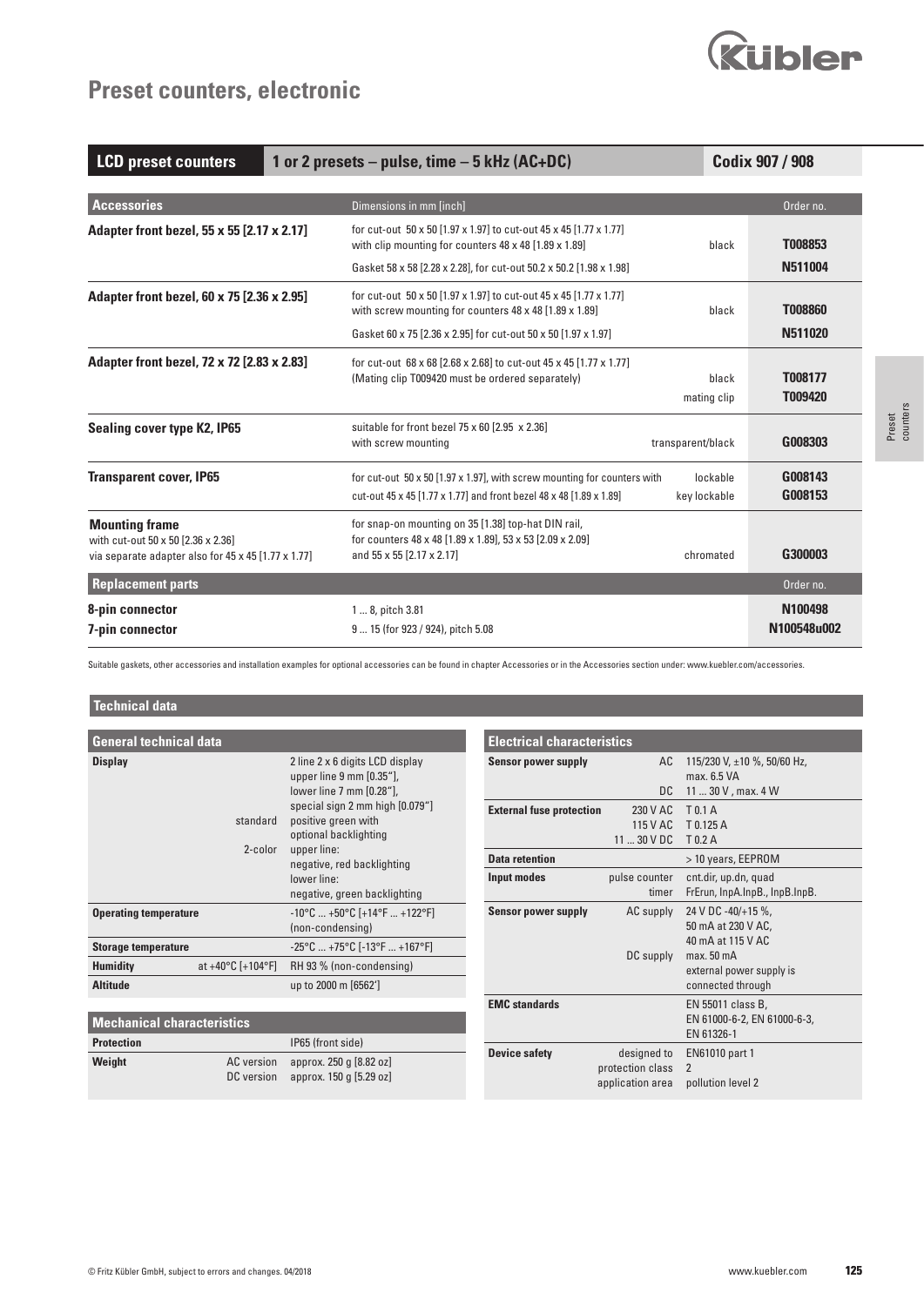# Preset counters, electronic

| LCD preset counters | 1 or 2 presets – pulse, time – 5 kHz (AC+DC) | Codix 907 / 908 |
|---|---|---|

| Accessories | Dimensions in mm [inch] | | Order no. |
|---|---|---|---|
| **Adapter front bezel, 55 x 55 [2.17 x 2.17]** | for cut-out 50 x 50 [1.97 x 1.97] to cut-out 45 x 45 [1.77 x 1.77] with clip mounting for counters 48 x 48 [1.89 x 1.89] | black | **T008853** |
| | Gasket 58 x 58 [2.28 x 2.28], for cut-out 50.2 x 50.2 [1.98 x 1.98] | | **N511004** |
| **Adapter front bezel, 60 x 75 [2.36 x 2.95]** | for cut-out 50 x 50 [1.97 x 1.97] to cut-out 45 x 45 [1.77 x 1.77] with screw mounting for counters 48 x 48 [1.89 x 1.89] | black | **T008860** |
| | Gasket 60 x 75 [2.36 x 2.95] for cut-out 50 x 50 [1.97 x 1.97] | | **N511020** |
| **Adapter front bezel, 72 x 72 [2.83 x 2.83]** | for cut-out 68 x 68 [2.68 x 2.68] to cut-out 45 x 45 [1.77 x 1.77] (Mating clip T009420 must be ordered separately) | black | **T008177** |
| | | mating clip | **T009420** |
| **Sealing cover type K2, IP65** | suitable for front bezel 75 x 60 [2.95 x 2.36] with screw mounting | transparent/black | **G008303** |
| **Transparent cover, IP65** | for cut-out 50 x 50 [1.97 x 1.97], with screw mounting for counters with cut-out 45 x 45 [1.77 x 1.77] and front bezel 48 x 48 [1.89 x 1.89] | lockable | **G008143** |
| | | key lockable | **G008153** |
| **Mounting frame** with cut-out 50 x 50 [2.36 x 2.36] via separate adapter also for 45 x 45 [1.77 x 1.77] | for snap-on mounting on 35 [1.38] top-hat DIN rail, for counters 48 x 48 [1.89 x 1.89], 53 x 53 [2.09 x 2.09] and 55 x 55 [2.17 x 2.17] | chromated | **G300003** |

| Replacement parts | | Order no. |
|---|---|---|
| **8-pin connector** | 1 ... 8, pitch 3.81 | **N100498** |
| **7-pin connector** | 9 ... 15 (for 923 / 924), pitch 5.08 | **N100548u002** |

Suitable gaskets, other accessories and installation examples for optional accessories can be found in chapter Accessories or in the Accessories section under: www.kuebler.com/accessories.

## Technical data

| General technical data | | |
|---|---|---|
| **Display** | | 2 line 2 x 6 digits LCD display upper line 9 mm [0.35"], lower line 7 mm [0.28"], special sign 2 mm high [0.079"] |
| | standard | positive green with optional backlighting |
| | 2-color | upper line: negative, red backlighting lower line: negative, green backlighting |
| **Operating temperature** | | -10°C ... +50°C [+14°F ... +122°F] (non-condensing) |
| **Storage temperature** | | -25°C ... +75°C [-13°F ... +167°F] |
| **Humidity** | at +40°C [+104°F] | RH 93 % (non-condensing) |
| **Altitude** | | up to 2000 m [6562'] |

| Mechanical characteristics | | |
|---|---|---|
| **Protection** | | IP65 (front side) |
| **Weight** | AC version | approx. 250 g [8.82 oz] |
| | DC version | approx. 150 g [5.29 oz] |

| Electrical characteristics | | |
|---|---|---|
| **Sensor power supply** | AC | 115/230 V, ±10 %, 50/60 Hz, max. 6.5 VA |
| | DC | 11 ... 30 V , max. 4 W |
| **External fuse protection** | 230 V AC | T 0.1 A |
| | 115 V AC | T 0.125 A |
| | 11 ... 30 V DC | T 0.2 A |
| **Data retention** | | > 10 years, EEPROM |
| **Input modes** | pulse counter | cnt.dir, up.dn, quad |
| | timer | FrErun, InpA.InpB., InpB.InpB. |
| **Sensor power supply** | AC supply | 24 V DC -40/+15 %, 50 mA at 230 V AC, 40 mA at 115 V AC |
| | DC supply | max. 50 mA external power supply is connected through |
| **EMC standards** | | EN 55011 class B, EN 61000-6-2, EN 61000-6-3, EN 61326-1 |
| **Device safety** | designed to | EN61010 part 1 |
| | protection class | 2 |
| | application area | pollution level 2 |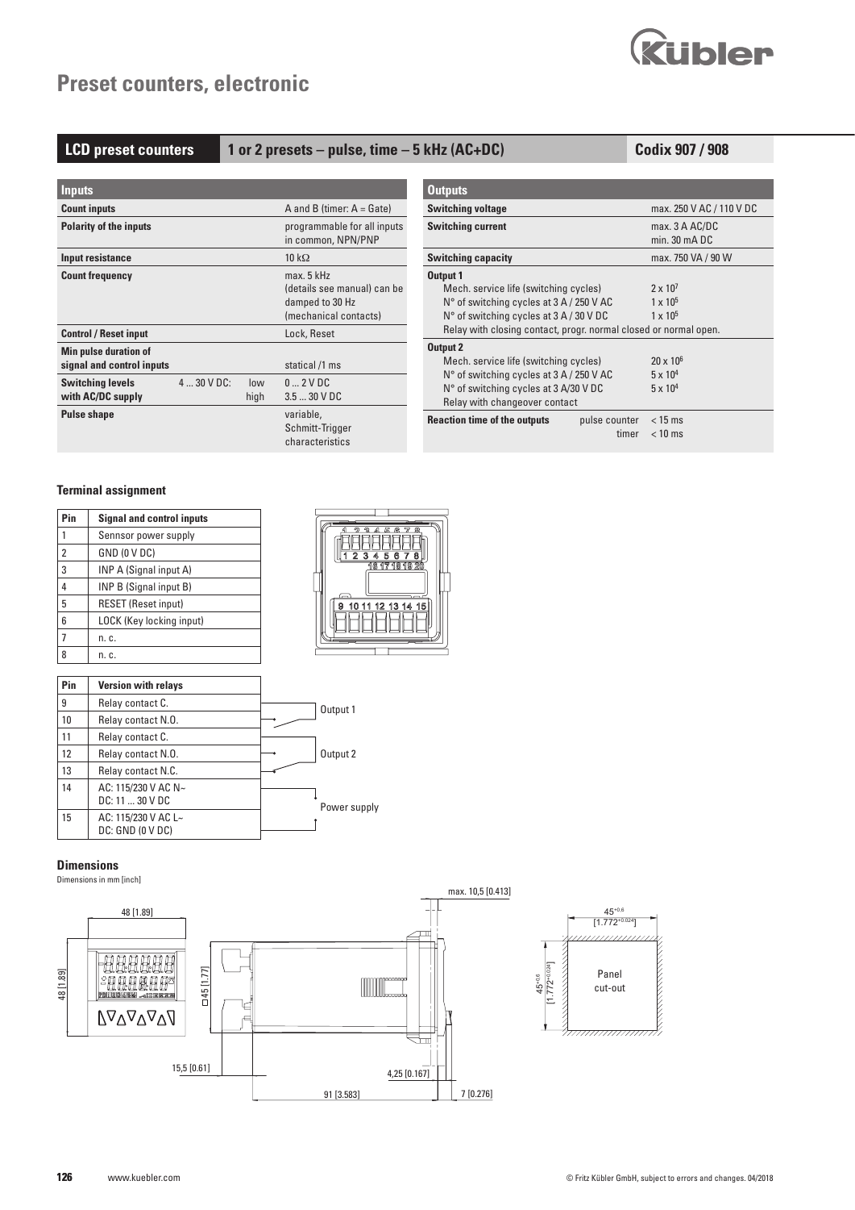# Preset counters, electronic

## LCD preset counters | 1 or 2 presets – pulse, time – 5 kHz (AC+DC) | Codix 907 / 908

| Inputs | | | |
|---|---|---|---|
| **Count inputs** | | | A and B (timer: A = Gate) |
| **Polarity of the inputs** | | | programmable for all inputs in common, NPN/PNP |
| **Input resistance** | | | 10 kΩ |
| **Count frequency** | | | max. 5 kHz (details see manual) can be damped to 30 Hz (mechanical contacts) |
| **Control / Reset input** | | | Lock, Reset |
| **Min pulse duration of signal and control inputs** | | | statical /1 ms |
| **Switching levels with AC/DC supply** | 4 ... 30 V DC: | low | 0 ... 2 V DC |
| | | high | 3.5 ... 30 V DC |
| **Pulse shape** | | | variable, Schmitt-Trigger characteristics |

| Outputs | |
|---|---|
| **Switching voltage** | max. 250 V AC / 110 V DC |
| **Switching current** | max. 3 A AC/DC<br>min. 30 mA DC |
| **Switching capacity** | max. 750 VA / 90 W |
| **Output 1** | |
| Mech. service life (switching cycles) | $2 \times 10^7$ |
| N° of switching cycles at 3 A / 250 V AC | $1 \times 10^5$ |
| N° of switching cycles at 3 A / 30 V DC | $1 \times 10^5$ |
| Relay with closing contact, progr. normal closed or normal open. | |
| **Output 2** | |
| Mech. service life (switching cycles) | $20 \times 10^6$ |
| N° of switching cycles at 3 A / 250 V AC | $5 \times 10^4$ |
| N° of switching cycles at 3 A/30 V DC | $5 \times 10^4$ |
| Relay with changeover contact | |
| **Reaction time of the outputs** — pulse counter | < 15 ms |
| **Reaction time of the outputs** — timer | < 10 ms |

### Terminal assignment

| Pin | Signal and control inputs |
|---|---|
| 1 | Sennsor power supply |
| 2 | GND (0 V DC) |
| 3 | INP A (Signal input A) |
| 4 | INP B (Signal input B) |
| 5 | RESET (Reset input) |
| 6 | LOCK (Key locking input) |
| 7 | n. c. |
| 8 | n. c. |

| Pin | Version with relays | |
|---|---|---|
| 9 | Relay contact C. | Output 1 |
| 10 | Relay contact N.O. | Output 1 |
| 11 | Relay contact C. | Output 2 |
| 12 | Relay contact N.O. | Output 2 |
| 13 | Relay contact N.C. | Output 2 |
| 14 | AC: 115/230 V AC N~<br>DC: 11 ... 30 V DC | Power supply |
| 15 | AC: 115/230 V AC L~<br>DC: GND (0 V DC) | Power supply |

1 2 3 4 5 6 7 8

16 17 18 19 20

9 10 11 12 13 14 15

### Dimensions

Dimensions in mm [inch]

48 [1.89]

48 [1.89]

□45 [1.77]

max. 10,5 [0.413]

15,5 [0.61]

4,25 [0.167]

91 [3.583]

7 [0.276]

$45^{+0.6}$ $[1.772^{+0.024}]$

$45^{+0.6}$ $[1.772^{+0.024}]$

Panel cut-out

© Fritz Kübler GmbH, subject to errors and changes. 04/2018